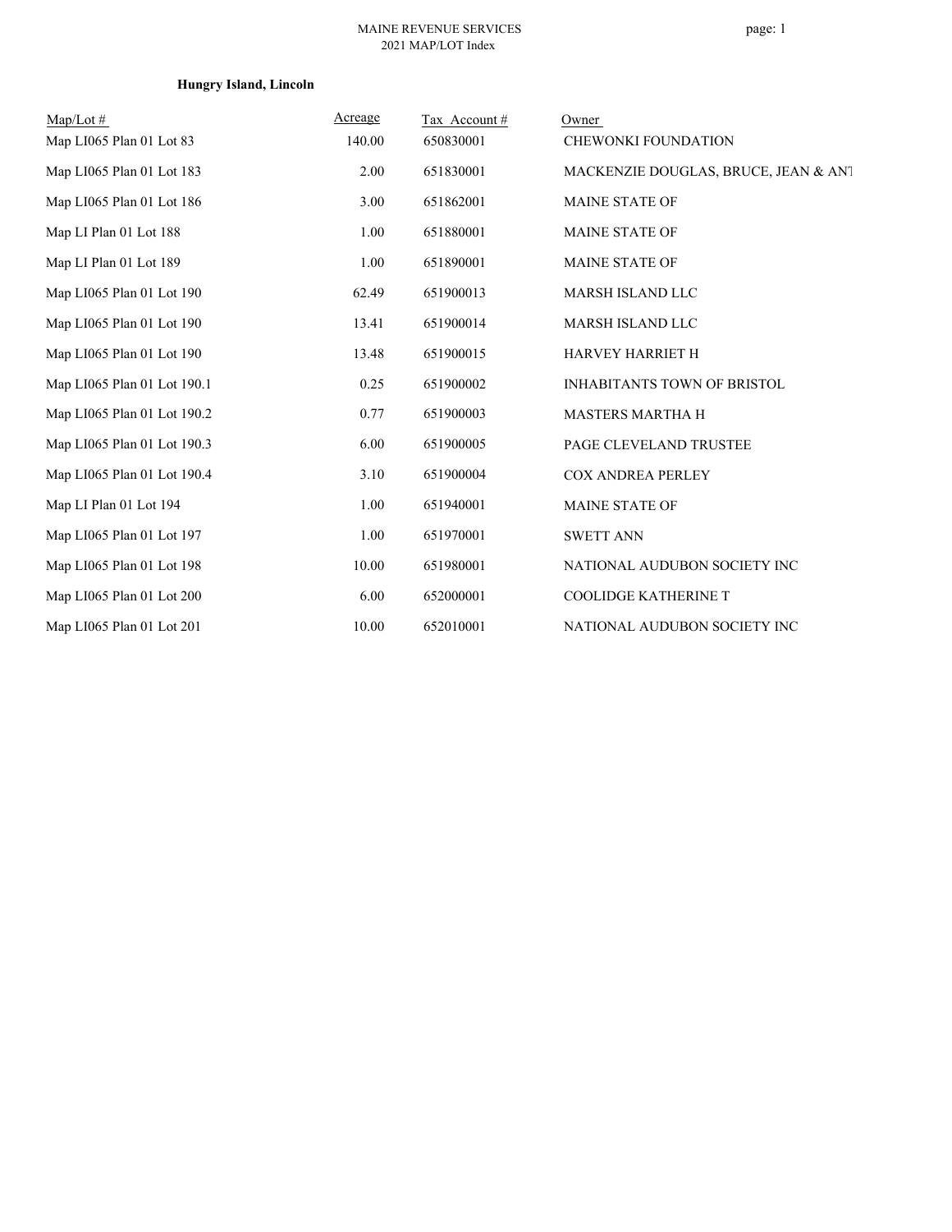MAINE REVENUE SERVICES
2021 MAP/LOT Index

**Hungry Island, Lincoln**

| Map/Lot # | Acreage | Tax Account # | Owner |
|---|---|---|---|
| Map LI065 Plan 01 Lot 83 | 140.00 | 650830001 | CHEWONKI FOUNDATION |
| Map LI065 Plan 01 Lot 183 | 2.00 | 651830001 | MACKENZIE DOUGLAS, BRUCE, JEAN & ANT |
| Map LI065 Plan 01 Lot 186 | 3.00 | 651862001 | MAINE STATE OF |
| Map LI Plan 01 Lot 188 | 1.00 | 651880001 | MAINE STATE OF |
| Map LI Plan 01 Lot 189 | 1.00 | 651890001 | MAINE STATE OF |
| Map LI065 Plan 01 Lot 190 | 62.49 | 651900013 | MARSH ISLAND LLC |
| Map LI065 Plan 01 Lot 190 | 13.41 | 651900014 | MARSH ISLAND LLC |
| Map LI065 Plan 01 Lot 190 | 13.48 | 651900015 | HARVEY HARRIET H |
| Map LI065 Plan 01 Lot 190.1 | 0.25 | 651900002 | INHABITANTS TOWN OF BRISTOL |
| Map LI065 Plan 01 Lot 190.2 | 0.77 | 651900003 | MASTERS MARTHA H |
| Map LI065 Plan 01 Lot 190.3 | 6.00 | 651900005 | PAGE CLEVELAND TRUSTEE |
| Map LI065 Plan 01 Lot 190.4 | 3.10 | 651900004 | COX ANDREA PERLEY |
| Map LI Plan 01 Lot 194 | 1.00 | 651940001 | MAINE STATE OF |
| Map LI065 Plan 01 Lot 197 | 1.00 | 651970001 | SWETT ANN |
| Map LI065 Plan 01 Lot 198 | 10.00 | 651980001 | NATIONAL AUDUBON SOCIETY INC |
| Map LI065 Plan 01 Lot 200 | 6.00 | 652000001 | COOLIDGE KATHERINE T |
| Map LI065 Plan 01 Lot 201 | 10.00 | 652010001 | NATIONAL AUDUBON SOCIETY INC |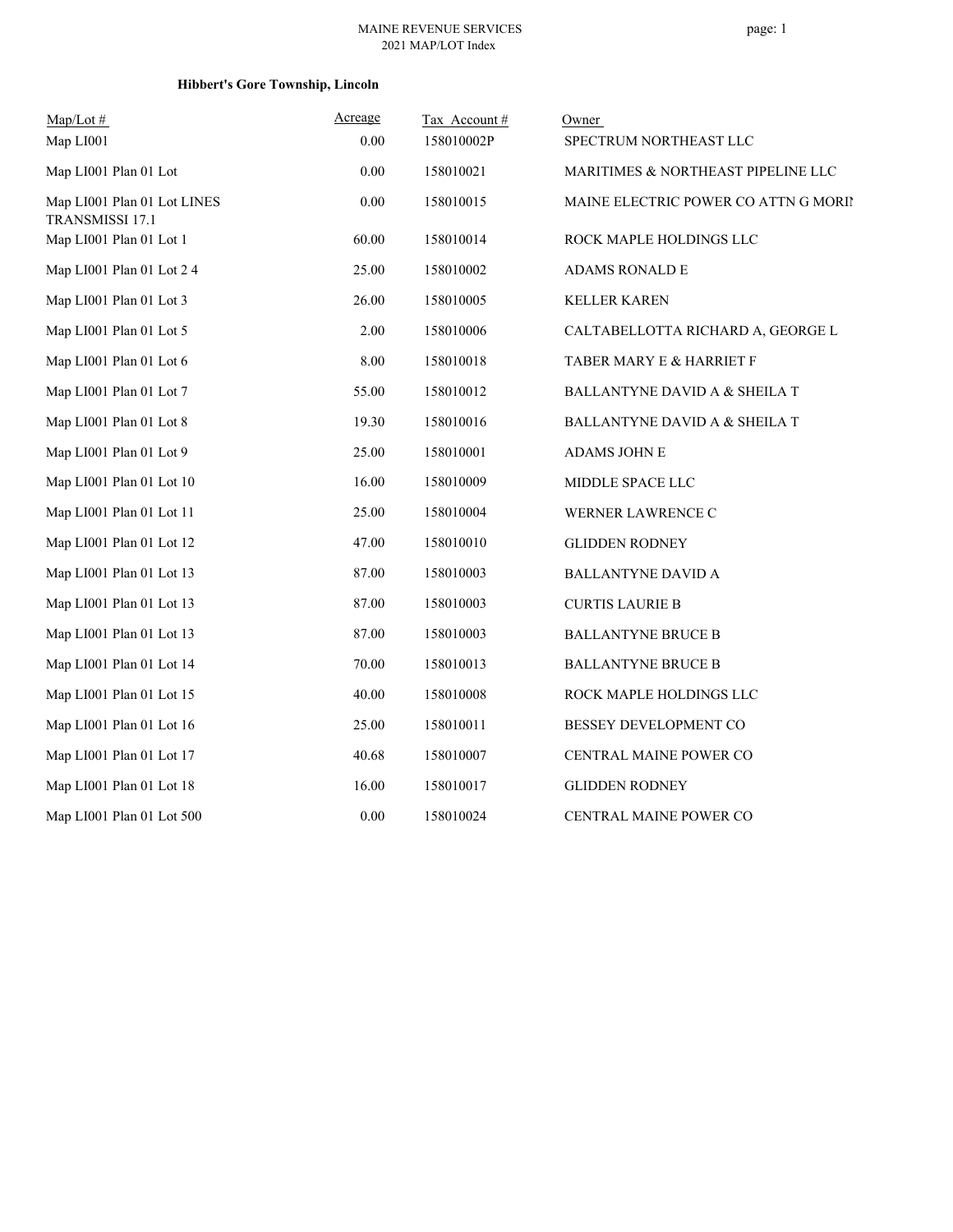## Hibbert's Gore Township, Lincoln

| Map/Lot # | Acreage | Tax Account # | Owner |
|---|---|---|---|
| Map LI001 | 0.00 | 158010002P | SPECTRUM NORTHEAST LLC |
| Map LI001 Plan 01 Lot | 0.00 | 158010021 | MARITIMES & NORTHEAST PIPELINE LLC |
| Map LI001 Plan 01 Lot LINES TRANSMISSI 17.1 | 0.00 | 158010015 | MAINE ELECTRIC POWER CO ATTN G MORIN |
| Map LI001 Plan 01 Lot 1 | 60.00 | 158010014 | ROCK MAPLE HOLDINGS LLC |
| Map LI001 Plan 01 Lot 2 4 | 25.00 | 158010002 | ADAMS RONALD E |
| Map LI001 Plan 01 Lot 3 | 26.00 | 158010005 | KELLER KAREN |
| Map LI001 Plan 01 Lot 5 | 2.00 | 158010006 | CALTABELLOTTA RICHARD A, GEORGE L |
| Map LI001 Plan 01 Lot 6 | 8.00 | 158010018 | TABER MARY E & HARRIET F |
| Map LI001 Plan 01 Lot 7 | 55.00 | 158010012 | BALLANTYNE DAVID A & SHEILA T |
| Map LI001 Plan 01 Lot 8 | 19.30 | 158010016 | BALLANTYNE DAVID A & SHEILA T |
| Map LI001 Plan 01 Lot 9 | 25.00 | 158010001 | ADAMS JOHN E |
| Map LI001 Plan 01 Lot 10 | 16.00 | 158010009 | MIDDLE SPACE LLC |
| Map LI001 Plan 01 Lot 11 | 25.00 | 158010004 | WERNER LAWRENCE C |
| Map LI001 Plan 01 Lot 12 | 47.00 | 158010010 | GLIDDEN RODNEY |
| Map LI001 Plan 01 Lot 13 | 87.00 | 158010003 | BALLANTYNE DAVID A |
| Map LI001 Plan 01 Lot 13 | 87.00 | 158010003 | CURTIS LAURIE B |
| Map LI001 Plan 01 Lot 13 | 87.00 | 158010003 | BALLANTYNE BRUCE B |
| Map LI001 Plan 01 Lot 14 | 70.00 | 158010013 | BALLANTYNE BRUCE B |
| Map LI001 Plan 01 Lot 15 | 40.00 | 158010008 | ROCK MAPLE HOLDINGS LLC |
| Map LI001 Plan 01 Lot 16 | 25.00 | 158010011 | BESSEY DEVELOPMENT CO |
| Map LI001 Plan 01 Lot 17 | 40.68 | 158010007 | CENTRAL MAINE POWER CO |
| Map LI001 Plan 01 Lot 18 | 16.00 | 158010017 | GLIDDEN RODNEY |
| Map LI001 Plan 01 Lot 500 | 0.00 | 158010024 | CENTRAL MAINE POWER CO |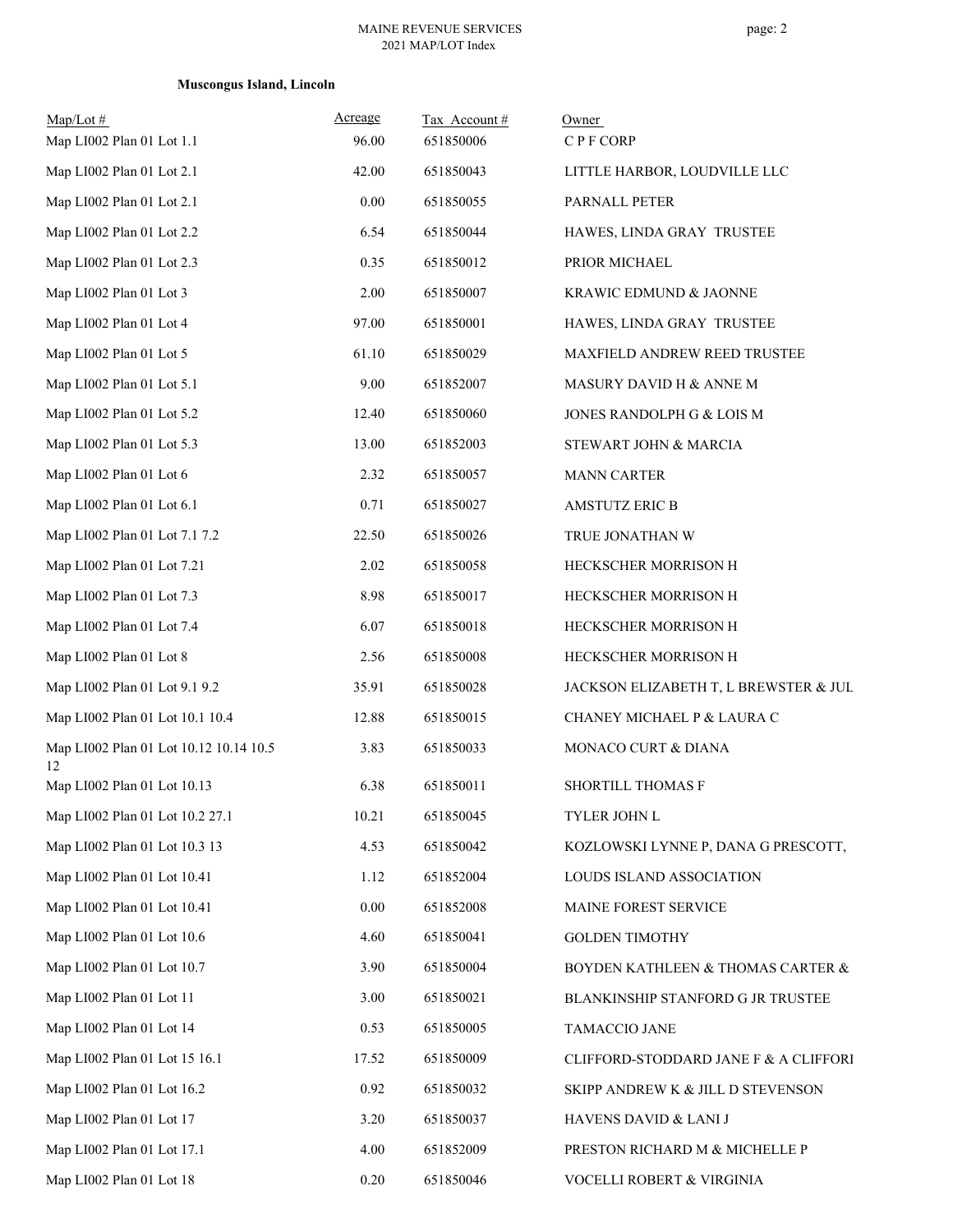**Muscongus Island, Lincoln**

| Map/Lot # | Acreage | Tax Account # | Owner |
|---|---|---|---|
| Map LI002 Plan 01 Lot 1.1 | 96.00 | 651850006 | C P F CORP |
| Map LI002 Plan 01 Lot 2.1 | 42.00 | 651850043 | LITTLE HARBOR, LOUDVILLE LLC |
| Map LI002 Plan 01 Lot 2.1 | 0.00 | 651850055 | PARNALL PETER |
| Map LI002 Plan 01 Lot 2.2 | 6.54 | 651850044 | HAWES, LINDA GRAY TRUSTEE |
| Map LI002 Plan 01 Lot 2.3 | 0.35 | 651850012 | PRIOR MICHAEL |
| Map LI002 Plan 01 Lot 3 | 2.00 | 651850007 | KRAWIC EDMUND & JAONNE |
| Map LI002 Plan 01 Lot 4 | 97.00 | 651850001 | HAWES, LINDA GRAY TRUSTEE |
| Map LI002 Plan 01 Lot 5 | 61.10 | 651850029 | MAXFIELD ANDREW REED TRUSTEE |
| Map LI002 Plan 01 Lot 5.1 | 9.00 | 651852007 | MASURY DAVID H & ANNE M |
| Map LI002 Plan 01 Lot 5.2 | 12.40 | 651850060 | JONES RANDOLPH G & LOIS M |
| Map LI002 Plan 01 Lot 5.3 | 13.00 | 651852003 | STEWART JOHN & MARCIA |
| Map LI002 Plan 01 Lot 6 | 2.32 | 651850057 | MANN CARTER |
| Map LI002 Plan 01 Lot 6.1 | 0.71 | 651850027 | AMSTUTZ ERIC B |
| Map LI002 Plan 01 Lot 7.1 7.2 | 22.50 | 651850026 | TRUE JONATHAN W |
| Map LI002 Plan 01 Lot 7.21 | 2.02 | 651850058 | HECKSCHER MORRISON H |
| Map LI002 Plan 01 Lot 7.3 | 8.98 | 651850017 | HECKSCHER MORRISON H |
| Map LI002 Plan 01 Lot 7.4 | 6.07 | 651850018 | HECKSCHER MORRISON H |
| Map LI002 Plan 01 Lot 8 | 2.56 | 651850008 | HECKSCHER MORRISON H |
| Map LI002 Plan 01 Lot 9.1 9.2 | 35.91 | 651850028 | JACKSON ELIZABETH T, L BREWSTER & JUL |
| Map LI002 Plan 01 Lot 10.1 10.4 | 12.88 | 651850015 | CHANEY MICHAEL P & LAURA C |
| Map LI002 Plan 01 Lot 10.12 10.14 10.5 12 | 3.83 | 651850033 | MONACO CURT & DIANA |
| Map LI002 Plan 01 Lot 10.13 | 6.38 | 651850011 | SHORTILL THOMAS F |
| Map LI002 Plan 01 Lot 10.2 27.1 | 10.21 | 651850045 | TYLER JOHN L |
| Map LI002 Plan 01 Lot 10.3 13 | 4.53 | 651850042 | KOZLOWSKI LYNNE P, DANA G PRESCOTT, |
| Map LI002 Plan 01 Lot 10.41 | 1.12 | 651852004 | LOUDS ISLAND ASSOCIATION |
| Map LI002 Plan 01 Lot 10.41 | 0.00 | 651852008 | MAINE FOREST SERVICE |
| Map LI002 Plan 01 Lot 10.6 | 4.60 | 651850041 | GOLDEN TIMOTHY |
| Map LI002 Plan 01 Lot 10.7 | 3.90 | 651850004 | BOYDEN KATHLEEN & THOMAS CARTER & |
| Map LI002 Plan 01 Lot 11 | 3.00 | 651850021 | BLANKINSHIP STANFORD G JR TRUSTEE |
| Map LI002 Plan 01 Lot 14 | 0.53 | 651850005 | TAMACCIO JANE |
| Map LI002 Plan 01 Lot 15 16.1 | 17.52 | 651850009 | CLIFFORD-STODDARD JANE F & A CLIFFORI |
| Map LI002 Plan 01 Lot 16.2 | 0.92 | 651850032 | SKIPP ANDREW K & JILL D STEVENSON |
| Map LI002 Plan 01 Lot 17 | 3.20 | 651850037 | HAVENS DAVID & LANI J |
| Map LI002 Plan 01 Lot 17.1 | 4.00 | 651852009 | PRESTON RICHARD M & MICHELLE P |
| Map LI002 Plan 01 Lot 18 | 0.20 | 651850046 | VOCELLI ROBERT & VIRGINIA |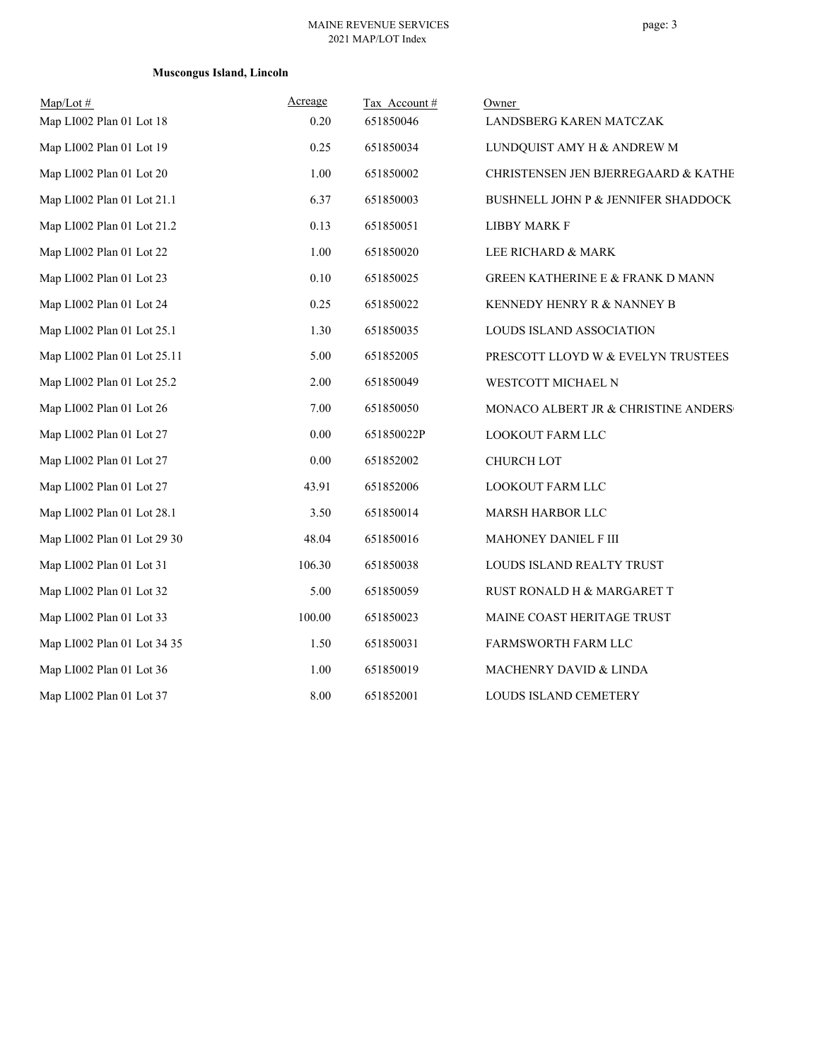**Muscongus Island, Lincoln**

| Map/Lot # | Acreage | Tax Account # | Owner |
|---|---|---|---|
| Map LI002 Plan 01 Lot 18 | 0.20 | 651850046 | LANDSBERG KAREN MATCZAK |
| Map LI002 Plan 01 Lot 19 | 0.25 | 651850034 | LUNDQUIST AMY H & ANDREW M |
| Map LI002 Plan 01 Lot 20 | 1.00 | 651850002 | CHRISTENSEN JEN BJERREGAARD & KATHE |
| Map LI002 Plan 01 Lot 21.1 | 6.37 | 651850003 | BUSHNELL JOHN P & JENNIFER SHADDOCK |
| Map LI002 Plan 01 Lot 21.2 | 0.13 | 651850051 | LIBBY MARK F |
| Map LI002 Plan 01 Lot 22 | 1.00 | 651850020 | LEE RICHARD & MARK |
| Map LI002 Plan 01 Lot 23 | 0.10 | 651850025 | GREEN KATHERINE E & FRANK D MANN |
| Map LI002 Plan 01 Lot 24 | 0.25 | 651850022 | KENNEDY HENRY R & NANNEY B |
| Map LI002 Plan 01 Lot 25.1 | 1.30 | 651850035 | LOUDS ISLAND ASSOCIATION |
| Map LI002 Plan 01 Lot 25.11 | 5.00 | 651852005 | PRESCOTT LLOYD W & EVELYN TRUSTEES |
| Map LI002 Plan 01 Lot 25.2 | 2.00 | 651850049 | WESTCOTT MICHAEL N |
| Map LI002 Plan 01 Lot 26 | 7.00 | 651850050 | MONACO ALBERT JR & CHRISTINE ANDERS |
| Map LI002 Plan 01 Lot 27 | 0.00 | 651850022P | LOOKOUT FARM LLC |
| Map LI002 Plan 01 Lot 27 | 0.00 | 651852002 | CHURCH LOT |
| Map LI002 Plan 01 Lot 27 | 43.91 | 651852006 | LOOKOUT FARM LLC |
| Map LI002 Plan 01 Lot 28.1 | 3.50 | 651850014 | MARSH HARBOR LLC |
| Map LI002 Plan 01 Lot 29 30 | 48.04 | 651850016 | MAHONEY DANIEL F III |
| Map LI002 Plan 01 Lot 31 | 106.30 | 651850038 | LOUDS ISLAND REALTY TRUST |
| Map LI002 Plan 01 Lot 32 | 5.00 | 651850059 | RUST RONALD H & MARGARET T |
| Map LI002 Plan 01 Lot 33 | 100.00 | 651850023 | MAINE COAST HERITAGE TRUST |
| Map LI002 Plan 01 Lot 34 35 | 1.50 | 651850031 | FARMSWORTH FARM LLC |
| Map LI002 Plan 01 Lot 36 | 1.00 | 651850019 | MACHENRY DAVID & LINDA |
| Map LI002 Plan 01 Lot 37 | 8.00 | 651852001 | LOUDS ISLAND CEMETERY |